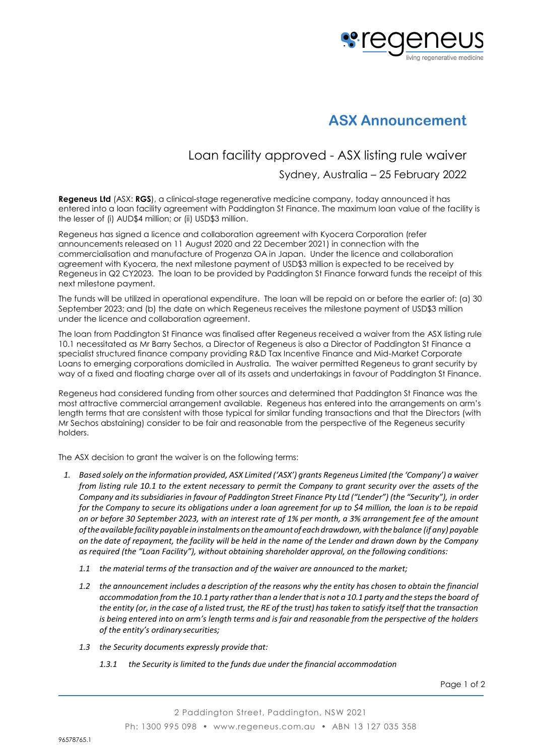# ASX Announcement

## Loan facility approved - ASX listing rule waiver

Sydney, Australia – 25 February 2022

**Regeneus Ltd** (ASX: **RGS**), a clinical-stage regenerative medicine company, today announced it has entered into a loan facility agreement with Paddington St Finance. The maximum loan value of the facility is the lesser of (i) AUD$4 million; or (ii) USD$3 million.

Regeneus has signed a licence and collaboration agreement with Kyocera Corporation (refer announcements released on 11 August 2020 and 22 December 2021) in connection with the commercialisation and manufacture of Progenza OA in Japan. Under the licence and collaboration agreement with Kyocera, the next milestone payment of USD$3 million is expected to be received by Regeneus in Q2 CY2023. The loan to be provided by Paddington St Finance forward funds the receipt of this next milestone payment.

The funds will be utilized in operational expenditure. The loan will be repaid on or before the earlier of: (a) 30 September 2023; and (b) the date on which Regeneus receives the milestone payment of USD$3 million under the licence and collaboration agreement.

The loan from Paddington St Finance was finalised after Regeneus received a waiver from the ASX listing rule 10.1 necessitated as Mr Barry Sechos, a Director of Regeneus is also a Director of Paddington St Finance a specialist structured finance company providing R&D Tax Incentive Finance and Mid-Market Corporate Loans to emerging corporations domiciled in Australia. The waiver permitted Regeneus to grant security by way of a fixed and floating charge over all of its assets and undertakings in favour of Paddington St Finance.

Regeneus had considered funding from other sources and determined that Paddington St Finance was the most attractive commercial arrangement available. Regeneus has entered into the arrangements on arm's length terms that are consistent with those typical for similar funding transactions and that the Directors (with Mr Sechos abstaining) consider to be fair and reasonable from the perspective of the Regeneus security holders.

The ASX decision to grant the waiver is on the following terms:

1. *Based solely on the information provided, ASX Limited ('ASX') grants Regeneus Limited (the 'Company') a waiver from listing rule 10.1 to the extent necessary to permit the Company to grant security over the assets of the Company and its subsidiaries in favour of Paddington Street Finance Pty Ltd ("Lender") (the "Security"), in order for the Company to secure its obligations under a loan agreement for up to $4 million, the loan is to be repaid on or before 30 September 2023, with an interest rate of 1% per month, a 3% arrangement fee of the amount of the available facility payable in instalments on the amount of each drawdown, with the balance (if any) payable on the date of repayment, the facility will be held in the name of the Lender and drawn down by the Company as required (the "Loan Facility"), without obtaining shareholder approval, on the following conditions:*

   1.1 *the material terms of the transaction and of the waiver are announced to the market;*

   1.2 *the announcement includes a description of the reasons why the entity has chosen to obtain the financial accommodation from the 10.1 party rather than a lender that is not a 10.1 party and the steps the board of the entity (or, in the case of a listed trust, the RE of the trust) has taken to satisfy itself that the transaction is being entered into on arm's length terms and is fair and reasonable from the perspective of the holders of the entity's ordinary securities;*

   1.3 *the Security documents expressly provide that:*

      1.3.1 *the Security is limited to the funds due under the financial accommodation*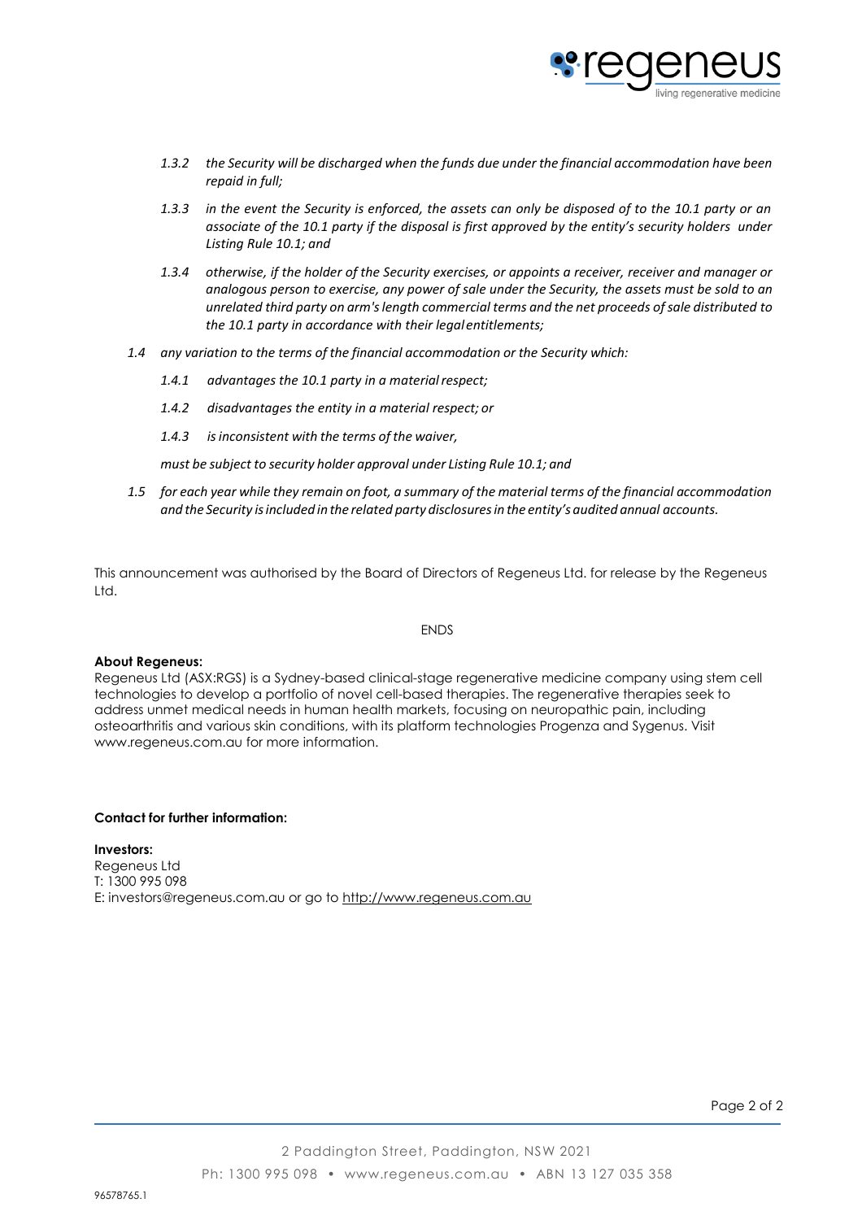*1.3.2 the Security will be discharged when the funds due under the financial accommodation have been repaid in full;*

*1.3.3 in the event the Security is enforced, the assets can only be disposed of to the 10.1 party or an associate of the 10.1 party if the disposal is first approved by the entity's security holders under Listing Rule 10.1; and*

*1.3.4 otherwise, if the holder of the Security exercises, or appoints a receiver, receiver and manager or analogous person to exercise, any power of sale under the Security, the assets must be sold to an unrelated third party on arm's length commercial terms and the net proceeds of sale distributed to the 10.1 party in accordance with their legal entitlements;*

*1.4 any variation to the terms of the financial accommodation or the Security which:*

*1.4.1 advantages the 10.1 party in a material respect;*

*1.4.2 disadvantages the entity in a material respect; or*

*1.4.3 is inconsistent with the terms of the waiver,*

*must be subject to security holder approval under Listing Rule 10.1; and*

*1.5 for each year while they remain on foot, a summary of the material terms of the financial accommodation and the Security is included in the related party disclosures in the entity's audited annual accounts.*

This announcement was authorised by the Board of Directors of Regeneus Ltd. for release by the Regeneus Ltd.

ENDS

**About Regeneus:**
Regeneus Ltd (ASX:RGS) is a Sydney-based clinical-stage regenerative medicine company using stem cell technologies to develop a portfolio of novel cell-based therapies. The regenerative therapies seek to address unmet medical needs in human health markets, focusing on neuropathic pain, including osteoarthritis and various skin conditions, with its platform technologies Progenza and Sygenus. Visit www.regeneus.com.au for more information.

**Contact for further information:**

**Investors:**
Regeneus Ltd
T: 1300 995 098
E: investors@regeneus.com.au or go to http://www.regeneus.com.au

2 Paddington Street, Paddington, NSW 2021
Ph: 1300 995 098 • www.regeneus.com.au • ABN 13 127 035 358

96578765.1